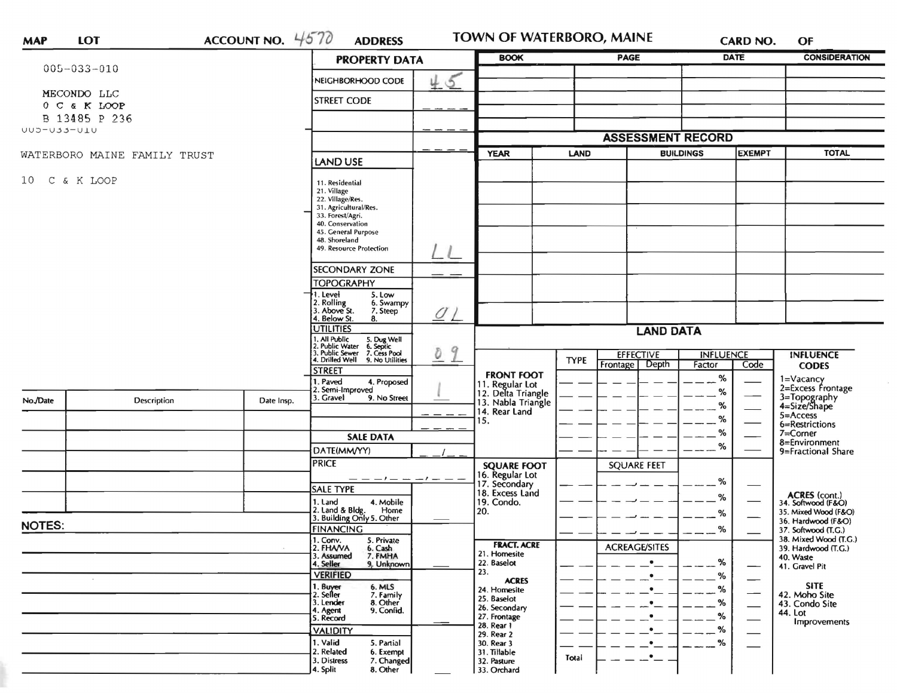**MAP** | **LOT** | **ACCOUNT NO.** 4570 | **ADDRESS** | **TOWN OF WATERBORO, MAINE** | **CARD NO.** | **OF**

005-033-010

MECONDO LLC
0 C & K LOOP
B 13485 P 236
005-033-010

WATERBORO MAINE FAMILY TRUST

10 C & K LOOP

## PROPERTY DATA

| | |
|---|---|
| NEIGHBORHOOD CODE | 45 |
| STREET CODE | |
| LAND USE (11. Residential, 21. Village, 22. Village/Res., 31. Agricultural/Res., 33. Forest/Agri., 40. Conservation, 45. General Purpose, 48. Shoreland, 49. Resource Protection) | LL |
| SECONDARY ZONE | |
| TOPOGRAPHY (1. Level, 2. Rolling, 3. Above St., 4. Below St., 5. Low, 6. Swampy, 7. Steep, 8.) | 01 |
| UTILITIES (1. All Public, 2. Public Water, 3. Public Sewer, 4. Drilled Well, 5. Dug Well, 6. Septic, 7. Cess Pool, 9. No Utilities) | 09 |
| STREET (1. Paved, 2. Semi-Improved, 3. Gravel, 4. Proposed, 9. No Street) | 1 |

## SALE DATA

| | |
|---|---|
| DATE(MM/YY) | |
| PRICE | |
| SALE TYPE (1. Land, 2. Land & Bldg., 3. Building Only, 4. Mobile Home, 5. Other) | |
| FINANCING (1. Conv., 2. FHA/VA, 3. Assumed, 4. Seller, 5. Private, 6. Cash, 7. FMHA, 9. Unknown) | |
| VERIFIED (1. Buyer, 2. Seller, 3. Lender, 4. Agent, 5. Record, 6. MLS, 7. Family, 8. Other, 9. Confid.) | |
| VALIDITY (1. Valid, 2. Related, 3. Distress, 4. Split, 5. Partial, 6. Exempt, 7. Changed, 8. Other) | |

| BOOK | PAGE | DATE | CONSIDERATION |
|---|---|---|---|
| | | | |

## ASSESSMENT RECORD

| YEAR | LAND | BUILDINGS | EXEMPT | TOTAL |
|---|---|---|---|---|
| | | | | |

## LAND DATA

| | TYPE | EFFECTIVE Frontage | EFFECTIVE Depth | INFLUENCE Factor | INFLUENCE Code |
|---|---|---|---|---|---|
| FRONT FOOT (11. Regular Lot, 12. Delta Triangle, 13. Nabla Triangle, 14. Rear Land, 15.) | | | | % | |
| SQUARE FOOT (16. Regular Lot, 17. Secondary, 18. Excess Land, 19. Condo., 20.) | | SQUARE FEET | | % | |
| FRACT. ACRE (21. Homesite, 22. Baselot, 23.) ACRES (24. Homesite, 25. Baselot, 26. Secondary, 27. Frontage, 28. Rear 1, 29. Rear 2, 30. Rear 3, 31. Tillable, 32. Pasture, 33. Orchard) | | ACREAGE/SITES | | % | |
| | Total | | | | |

**INFLUENCE CODES**
1=Vacancy
2=Excess Frontage
3=Topography
4=Size/Shape
5=Access
6=Restrictions
7=Corner
8=Environment
9=Fractional Share

**ACRES (cont.)**
34. Softwood (F&O)
35. Mixed Wood (F&O)
36. Hardwood (F&O)
37. Softwood (T.G.)
38. Mixed Wood (T.G.)
39. Hardwood (T.G.)
40. Waste
41. Gravel Pit

**SITE**
42. Moho Site
43. Condo Site
44. Lot Improvements

| No./Date | Description | Date Insp. |
|---|---|---|
| | | |

**NOTES:**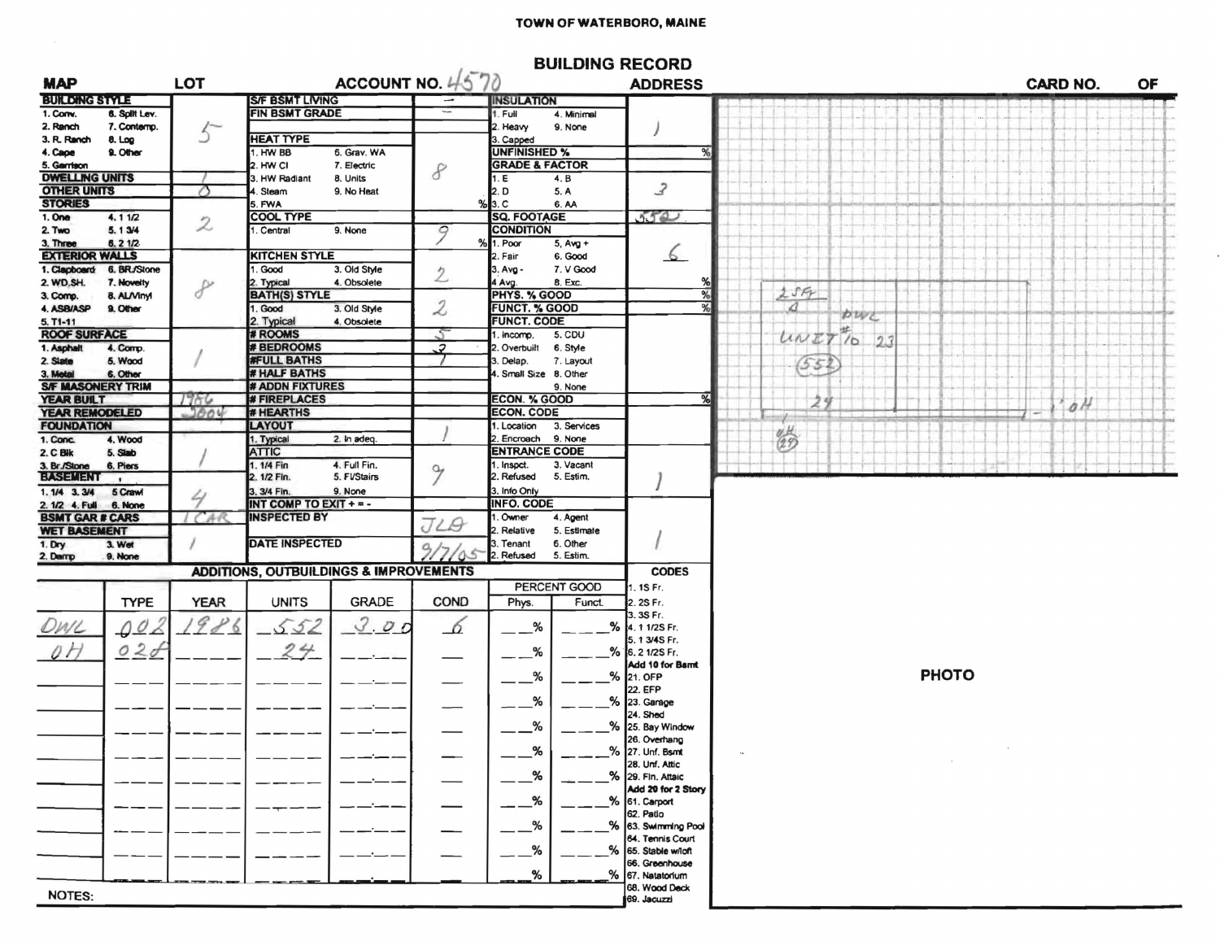# TOWN OF WATERBORO, MAINE

## BUILDING RECORD

**MAP** | **LOT** | **ACCOUNT NO.** 4570 | **ADDRESS** | **CARD NO.** | **OF**

| | | | | | |
|---|---|---|---|---|---|
| **BUILDING STYLE** 1. Conv. 6. Split Lev. 2. Ranch 7. Contemp. 3. R. Ranch 8. Log 4. Cape 9. Other 5. Garrison | 5 | **S/F BSMT LIVING** | — | **INSULATION** 1. Full 4. Minimal 2. Heavy 9. None 3. Capped | 1 |
| **DWELLING UNITS** | 1 | **FIN BSMT GRADE** | — | **UNFINISHED %** | % |
| **OTHER UNITS** | 0 | **HEAT TYPE** 1. HW BB 6. Grav. WA 2. HW CI 7. Electric 3. HW Radiant 8. Units 4. Steam 9. No Heat 5. FWA | 8 | **GRADE & FACTOR** 1. E 4. B 2. D 5. A 3. C 6. AA | 3 % |
| **STORIES** 1. One 4. 1 1/2 2. Two 5. 1 3/4 3. Three 6. 2 1/2 | 2 | **COOL TYPE** 1. Central 9. None | 9 % | **SQ. FOOTAGE** | 552 |
| **EXTERIOR WALLS** 1. Clapboard 6. BR./Stone 2. WD.SH. 7. Novelty 3. Comp. 8. AL/Vinyl 4. ASB/ASP 9. Other 5. T1-11 | 8 | **KITCHEN STYLE** 1. Good 3. Old Style 2. Typical 4. Obsolete | 2 | **CONDITION** 1. Poor 5. Avg + 2. Fair 6. Good 3. Avg - 7. V Good 4 Avg. 8. Exc. | 6 |
| | | **BATH(S) STYLE** 1. Good 3. Old Style 2. Typical 4. Obsolete | 2 | **PHYS. % GOOD** | % |
| | | | | **FUNCT. % GOOD** | % |
| **ROOF SURFACE** 1. Asphalt 4. Comp. 2. Slate 5. Wood 3. Metal 6. Other | 1 | **# ROOMS** | 5 | **FUNCT. CODE** 1. Incomp. 5. CDU 2. Overbuilt 6. Style 3. Delap. 7. Layout 4. Small Size 8. Other 9. None | |
| | | **# BEDROOMS** | 3 | | |
| | | **#FULL BATHS** | 1 | | |
| **S/F MASONRY TRIM** | | **# HALF BATHS** | | | |
| | | **# ADDN FIXTURES** | | | |
| **YEAR BUILT** | 1986 | **# FIREPLACES** | | **ECON. % GOOD** | % |
| **YEAR REMODELED** | 2004 | **# HEARTHS** | | **ECON. CODE** 1. Location 3. Services 2. Encroach 9. None | |
| **FOUNDATION** 1. Conc. 4. Wood 2. C Blk 5. Slab 3. Br./Stone 6. Piers | 1 | **LAYOUT** 1. Typical 2. In adeq. | 1 | | |
| **BASEMENT** 1. 1/4 3. 3/4 5 Crawl 2. 1/2 4. Full 6. None | 4 | **ATTIC** 1. 1/4 Fin 4. Full Fin. 2. 1/2 Fin. 5. Fl/Stairs 3. 3/4 Fin. 9. None | 9 | **ENTRANCE CODE** 1. Inspct. 3. Vacant 2. Refused 5. Estim. 3. Info Only | 1 |
| **BSMT GAR # CARS** | 1 CAR | **INT COMP TO EXIT + = -** | | **INFO. CODE** 1. Owner 4. Agent 2. Relative 5. Estimate 3. Tenant 6. Other 2. Refused 5. Estim. | 1 |
| **WET BASEMENT** 1. Dry 3. Wet 2. Damp 9. None | 1 | **INSPECTED BY** | JLB | | |
| | | **DATE INSPECTED** | 9/7/05 | | |

### ADDITIONS, OUTBUILDINGS & IMPROVEMENTS

| | TYPE | YEAR | UNITS | GRADE | COND | PERCENT GOOD Phys. | Funct. |
|---|---|---|---|---|---|---|---|
| DWL | 002 | 1986 | 552 | 3.00 | 6 | % | % |
| OH | 028 | | 24 | | | % | % |
| | | | | | | % | % |
| | | | | | | % | % |
| | | | | | | % | % |
| | | | | | | % | % |
| | | | | | | % | % |
| | | | | | | % | % |
| | | | | | | % | % |
| | | | | | | % | % |
| | | | | | | % | % |

**CODES**
1. 1S Fr.
2. 2S Fr.
3. 3S Fr.
4. 1 1/2S Fr.
5. 1 3/4S Fr.
6. 2 1/2S Fr.

Add 10 for Bsmt
21. OFP
22. EFP
23. Garage
24. Shed
25. Bay Window
26. Overhang
27. Unf. Bsmt
28. Unf. Attic
29. Fin. Attaic

Add 20 for 2 Story
61. Carport
62. Patio
63. Swimming Pool
64. Tennis Court
65. Stable w/loft
66. Greenhouse
67. Natatorium
68. Wood Deck
69. Jacuzzi

Sketch: 2SFr A DWL UNIT #10 23 (552) 24 — 1' OH; OH (24)

**PHOTO**

NOTES: